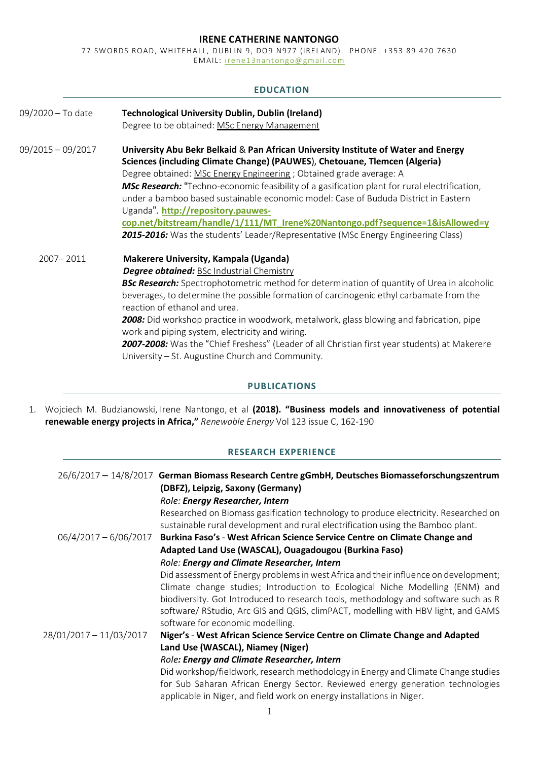# IRENE CATHERINE NANTONGO

77 SWORDS ROAD, WHITEHALL, DUBLIN 9, DO9 N977 (IRELAND). PHONE: +353 89 420 7630
EMAIL: irene13nantongo@gmail.com

## EDUCATION

**09/2020 – To date**
**Technological University Dublin, Dublin (Ireland)**
Degree to be obtained: MSc Energy Management

**09/2015 – 09/2017**
**University Abu Bekr Belkaid** & **Pan African University Institute of Water and Energy Sciences (including Climate Change) (PAUWES)**, **Chetouane, Tlemcen (Algeria)**
Degree obtained: MSc Energy Engineering ; Obtained grade average: A
***MSc Research:*** "Techno-economic feasibility of a gasification plant for rural electrification, under a bamboo based sustainable economic model: Case of Bududa District in Eastern Uganda". **http://repository.pauwes-cop.net/bitstream/handle/1/111/MT_Irene%20Nantongo.pdf?sequence=1&isAllowed=y**
***2015-2016:*** Was the students' Leader/Representative (MSc Energy Engineering Class)

**2007– 2011**
**Makerere University, Kampala (Uganda)**
***Degree obtained:*** BSc Industrial Chemistry
***BSc Research:*** Spectrophotometric method for determination of quantity of Urea in alcoholic beverages, to determine the possible formation of carcinogenic ethyl carbamate from the reaction of ethanol and urea.
***2008:*** Did workshop practice in woodwork, metalwork, glass blowing and fabrication, pipe work and piping system, electricity and wiring.
***2007-2008:*** Was the "Chief Freshess" (Leader of all Christian first year students) at Makerere University – St. Augustine Church and Community.

## PUBLICATIONS

1. Wojciech M. Budzianowski, Irene Nantongo, et al **(2018). "Business models and innovativeness of potential renewable energy projects in Africa,"** *Renewable Energy* Vol 123 issue C, 162-190

## RESEARCH EXPERIENCE

**26/6/2017 – 14/8/2017**
**German Biomass Research Centre gGmbH, Deutsches Biomasseforschungszentrum (DBFZ), Leipzig, Saxony (Germany)**
*Role: **Energy Researcher, Intern***
Researched on Biomass gasification technology to produce electricity. Researched on sustainable rural development and rural electrification using the Bamboo plant.

**06/4/2017 – 6/06/2017**
**Burkina Faso's** - **West African Science Service Centre on Climate Change and Adapted Land Use (WASCAL), Ouagadougou (Burkina Faso)**
*Role: **Energy and Climate Researcher, Intern***
Did assessment of Energy problems in west Africa and their influence on development; Climate change studies; Introduction to Ecological Niche Modelling (ENM) and biodiversity. Got Introduced to research tools, methodology and software such as R software/ RStudio, Arc GIS and QGIS, climPACT, modelling with HBV light, and GAMS software for economic modelling.

**28/01/2017 – 11/03/2017**
**Niger's** - **West African Science Service Centre on Climate Change and Adapted Land Use (WASCAL), Niamey (Niger)**
*Role**: Energy and Climate Researcher, Intern***
Did workshop/fieldwork, research methodology in Energy and Climate Change studies for Sub Saharan African Energy Sector. Reviewed energy generation technologies applicable in Niger, and field work on energy installations in Niger.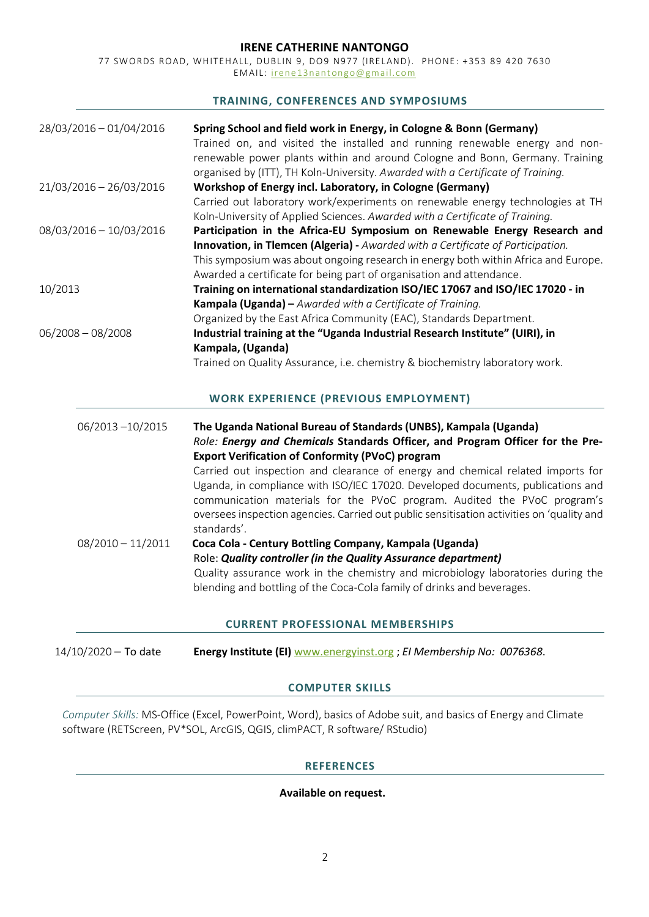# IRENE CATHERINE NANTONGO

77 SWORDS ROAD, WHITEHALL, DUBLIN 9, DO9 N977 (IRELAND). PHONE: +353 89 420 7630
EMAIL: irene13nantongo@gmail.com

## TRAINING, CONFERENCES AND SYMPOSIUMS

| | |
|---|---|
| 28/03/2016 – 01/04/2016 | **Spring School and field work in Energy, in Cologne & Bonn (Germany)**<br>Trained on, and visited the installed and running renewable energy and non-renewable power plants within and around Cologne and Bonn, Germany. Training organised by (ITT), TH Koln-University. *Awarded with a Certificate of Training.* |
| 21/03/2016 – 26/03/2016 | **Workshop of Energy incl. Laboratory, in Cologne (Germany)**<br>Carried out laboratory work/experiments on renewable energy technologies at TH Koln-University of Applied Sciences. *Awarded with a Certificate of Training.* |
| 08/03/2016 – 10/03/2016 | **Participation in the Africa-EU Symposium on Renewable Energy Research and Innovation, in Tlemcen (Algeria) -** *Awarded with a Certificate of Participation.*<br>This symposium was about ongoing research in energy both within Africa and Europe. Awarded a certificate for being part of organisation and attendance. |
| 10/2013 | **Training on international standardization ISO/IEC 17067 and ISO/IEC 17020 - in Kampala (Uganda) –** *Awarded with a Certificate of Training.*<br>Organized by the East Africa Community (EAC), Standards Department. |
| 06/2008 – 08/2008 | **Industrial training at the "Uganda Industrial Research Institute" (UIRI), in Kampala, (Uganda)**<br>Trained on Quality Assurance, i.e. chemistry & biochemistry laboratory work. |

## WORK EXPERIENCE (PREVIOUS EMPLOYMENT)

| | |
|---|---|
| 06/2013 –10/2015 | **The Uganda National Bureau of Standards (UNBS), Kampala (Uganda)**<br>*Role: **Energy and Chemicals*** **Standards Officer, and Program Officer for the Pre-Export Verification of Conformity (PVoC) program**<br>Carried out inspection and clearance of energy and chemical related imports for Uganda, in compliance with ISO/IEC 17020. Developed documents, publications and communication materials for the PVoC program. Audited the PVoC program's oversees inspection agencies. Carried out public sensitisation activities on 'quality and standards'. |
| 08/2010 – 11/2011 | **Coca Cola - Century Bottling Company, Kampala (Uganda)**<br>Role: ***Quality controller (in the Quality Assurance department)***<br>Quality assurance work in the chemistry and microbiology laboratories during the blending and bottling of the Coca-Cola family of drinks and beverages. |

## CURRENT PROFESSIONAL MEMBERSHIPS

| | |
|---|---|
| 14/10/2020 – To date | **Energy Institute (EI)** www.energyinst.org ; *EI Membership No: 0076368*. |

## COMPUTER SKILLS

*Computer Skills:* MS-Office (Excel, PowerPoint, Word), basics of Adobe suit, and basics of Energy and Climate software (RETScreen, PV*SOL, ArcGIS, QGIS, climPACT, R software/ RStudio)

## REFERENCES

**Available on request.**